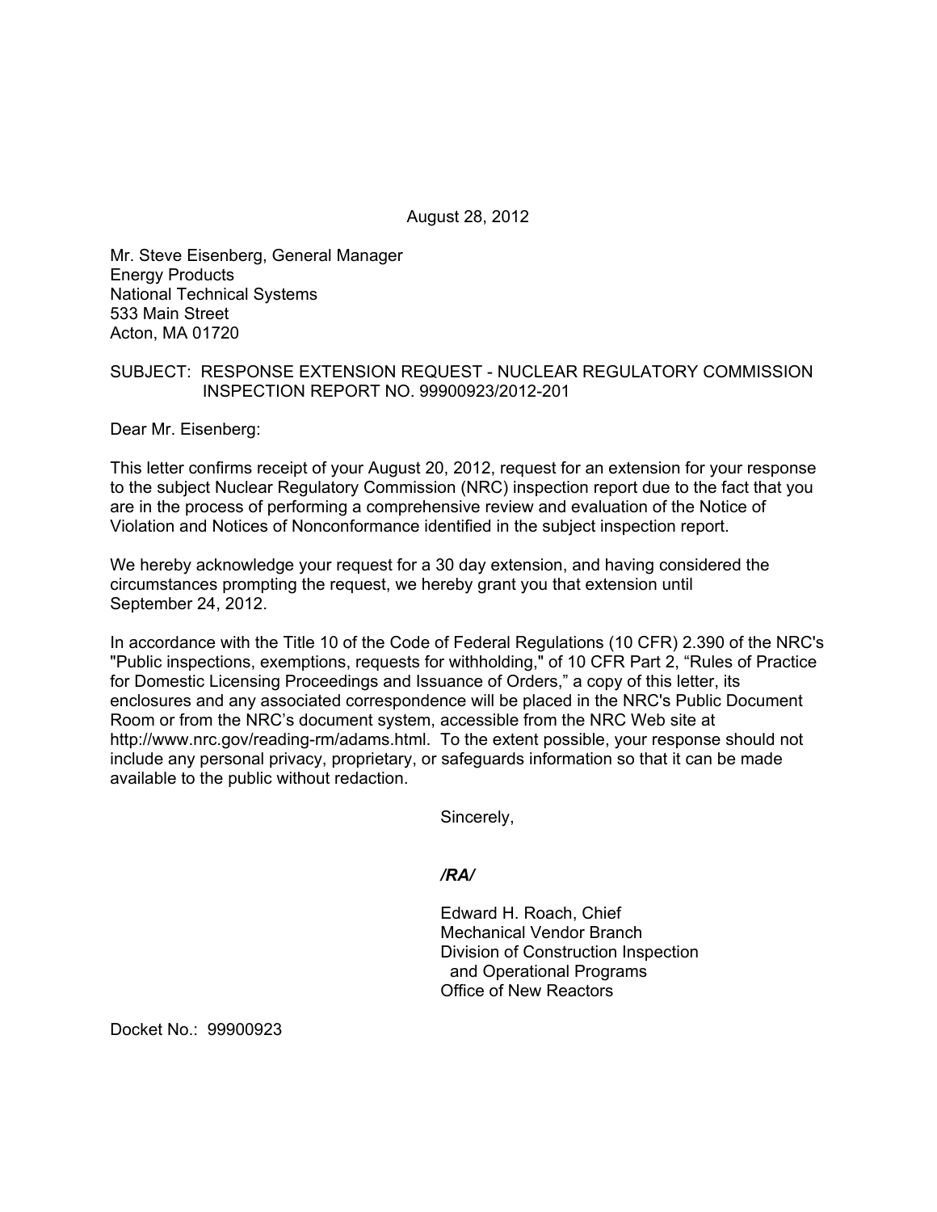August 28, 2012

Mr. Steve Eisenberg, General Manager  
Energy Products  
National Technical Systems  
533 Main Street  
Acton, MA 01720

SUBJECT: RESPONSE EXTENSION REQUEST - NUCLEAR REGULATORY COMMISSION INSPECTION REPORT NO. 99900923/2012-201

Dear Mr. Eisenberg:

This letter confirms receipt of your August 20, 2012, request for an extension for your response to the subject Nuclear Regulatory Commission (NRC) inspection report due to the fact that you are in the process of performing a comprehensive review and evaluation of the Notice of Violation and Notices of Nonconformance identified in the subject inspection report.

We hereby acknowledge your request for a 30 day extension, and having considered the circumstances prompting the request, we hereby grant you that extension until September 24, 2012.

In accordance with the Title 10 of the Code of Federal Regulations (10 CFR) 2.390 of the NRC's "Public inspections, exemptions, requests for withholding," of 10 CFR Part 2, "Rules of Practice for Domestic Licensing Proceedings and Issuance of Orders," a copy of this letter, its enclosures and any associated correspondence will be placed in the NRC's Public Document Room or from the NRC's document system, accessible from the NRC Web site at http://www.nrc.gov/reading-rm/adams.html. To the extent possible, your response should not include any personal privacy, proprietary, or safeguards information so that it can be made available to the public without redaction.

Sincerely,

*/RA/*

Edward H. Roach, Chief  
Mechanical Vendor Branch  
Division of Construction Inspection and Operational Programs  
Office of New Reactors

Docket No.: 99900923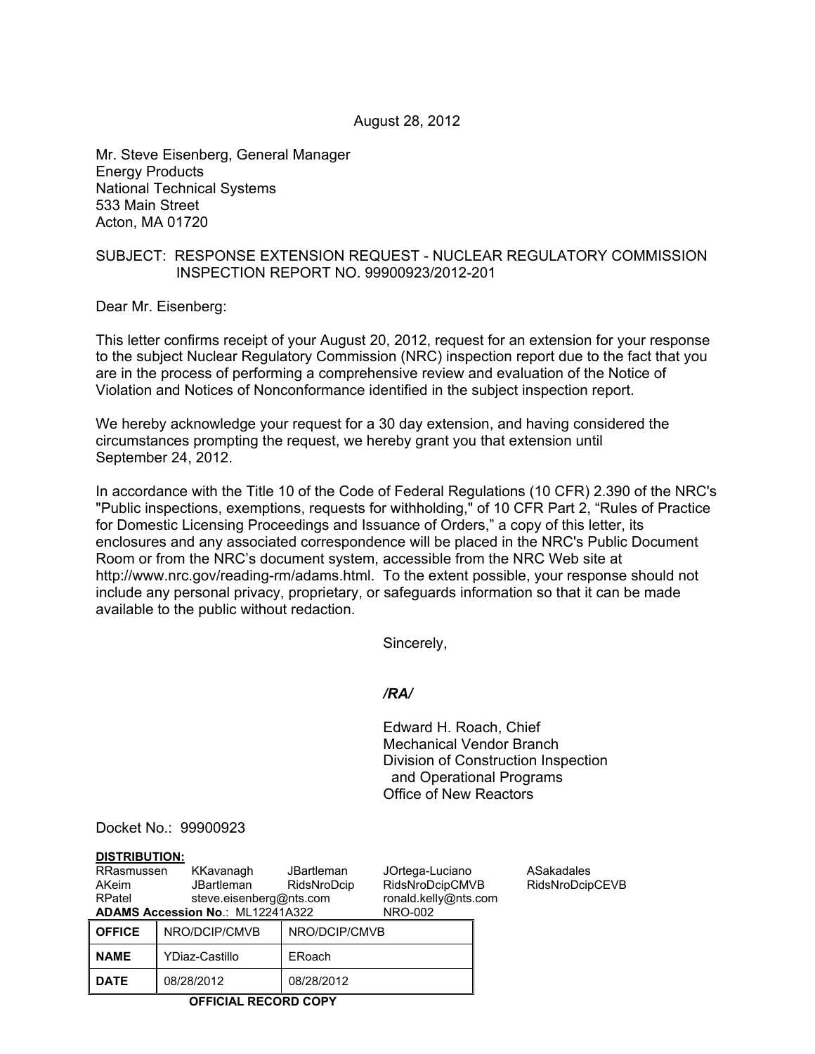August 28, 2012

Mr. Steve Eisenberg, General Manager
Energy Products
National Technical Systems
533 Main Street
Acton, MA 01720

SUBJECT: RESPONSE EXTENSION REQUEST - NUCLEAR REGULATORY COMMISSION INSPECTION REPORT NO. 99900923/2012-201

Dear Mr. Eisenberg:

This letter confirms receipt of your August 20, 2012, request for an extension for your response to the subject Nuclear Regulatory Commission (NRC) inspection report due to the fact that you are in the process of performing a comprehensive review and evaluation of the Notice of Violation and Notices of Nonconformance identified in the subject inspection report.

We hereby acknowledge your request for a 30 day extension, and having considered the circumstances prompting the request, we hereby grant you that extension until September 24, 2012.

In accordance with the Title 10 of the Code of Federal Regulations (10 CFR) 2.390 of the NRC's "Public inspections, exemptions, requests for withholding," of 10 CFR Part 2, "Rules of Practice for Domestic Licensing Proceedings and Issuance of Orders," a copy of this letter, its enclosures and any associated correspondence will be placed in the NRC's Public Document Room or from the NRC's document system, accessible from the NRC Web site at http://www.nrc.gov/reading-rm/adams.html. To the extent possible, your response should not include any personal privacy, proprietary, or safeguards information so that it can be made available to the public without redaction.

Sincerely,

*/RA/*

Edward H. Roach, Chief
Mechanical Vendor Branch
Division of Construction Inspection
and Operational Programs
Office of New Reactors

Docket No.: 99900923

**DISTRIBUTION:**
RRasmussen KKavanagh JBartleman JOrtega-Luciano ASakadales
AKeim JBartleman RidsNroDcip RidsNroDcipCMVB RidsNroDcipCEVB
RPatel steve.eisenberg@nts.com ronald.kelly@nts.com
**ADAMS Accession No**.: ML12241A322 NRO-002

| | | |
|---|---|---|
| **OFFICE** | NRO/DCIP/CMVB | NRO/DCIP/CMVB |
| **NAME** | YDiaz-Castillo | ERoach |
| **DATE** | 08/28/2012 | 08/28/2012 |

**OFFICIAL RECORD COPY**